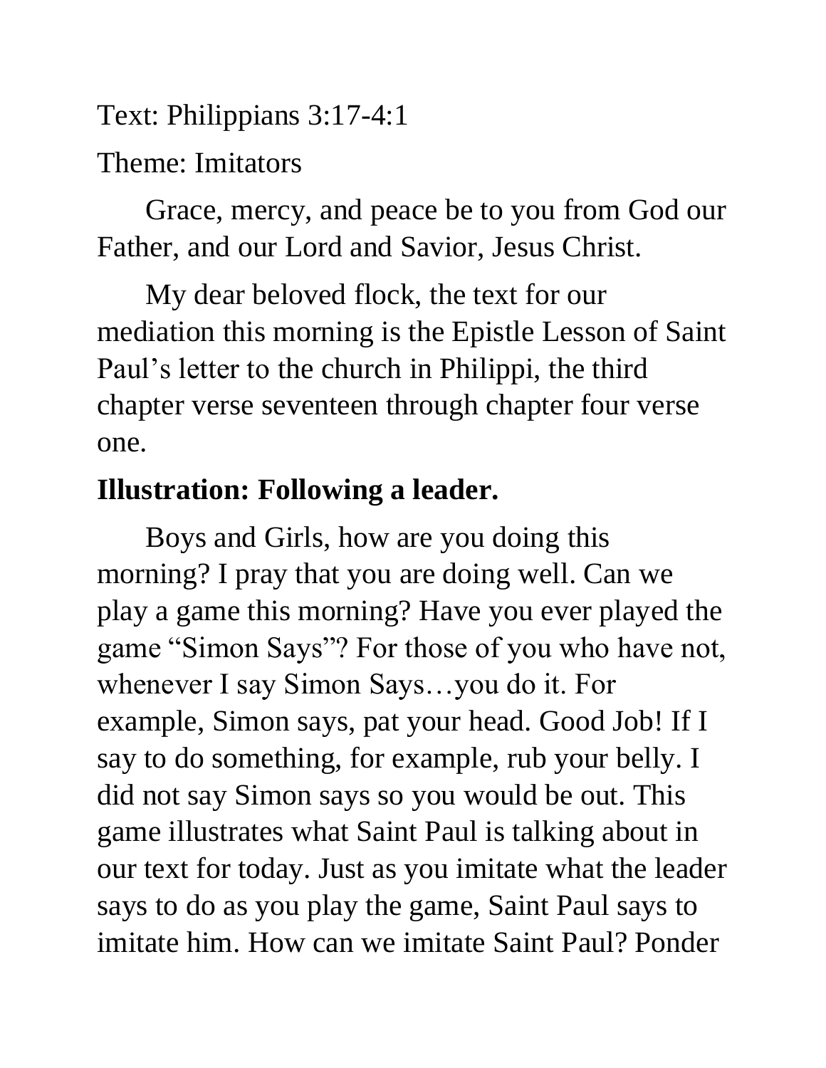Text: Philippians 3:17-4:1

Theme: Imitators

Grace, mercy, and peace be to you from God our Father, and our Lord and Savior, Jesus Christ.

My dear beloved flock, the text for our mediation this morning is the Epistle Lesson of Saint Paul's letter to the church in Philippi, the third chapter verse seventeen through chapter four verse one.

**Illustration: Following a leader.**

Boys and Girls, how are you doing this morning? I pray that you are doing well. Can we play a game this morning? Have you ever played the game "Simon Says"? For those of you who have not, whenever I say Simon Says…you do it. For example, Simon says, pat your head. Good Job! If I say to do something, for example, rub your belly. I did not say Simon says so you would be out. This game illustrates what Saint Paul is talking about in our text for today. Just as you imitate what the leader says to do as you play the game, Saint Paul says to imitate him. How can we imitate Saint Paul? Ponder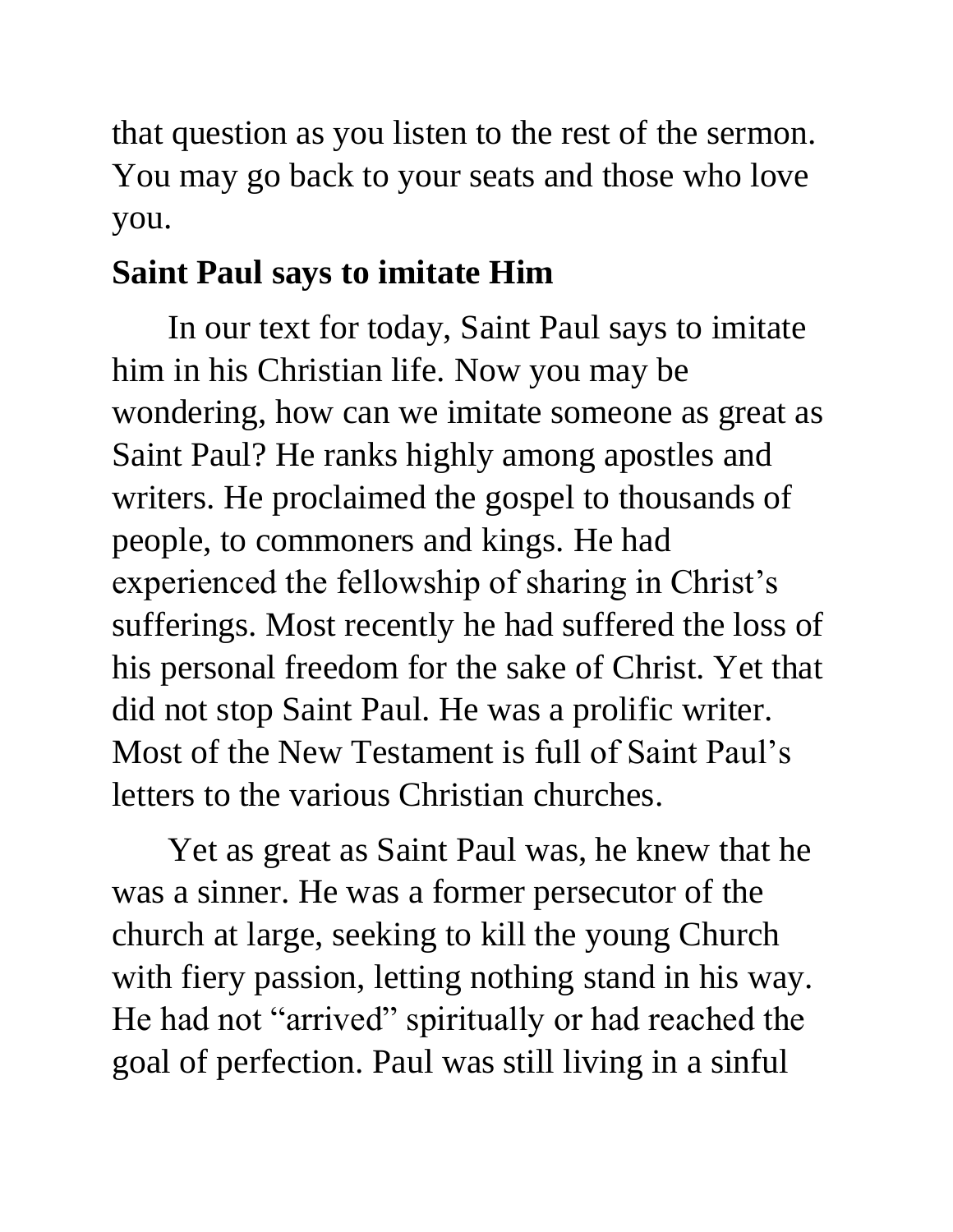that question as you listen to the rest of the sermon. You may go back to your seats and those who love you.

## Saint Paul says to imitate Him

In our text for today, Saint Paul says to imitate him in his Christian life. Now you may be wondering, how can we imitate someone as great as Saint Paul? He ranks highly among apostles and writers. He proclaimed the gospel to thousands of people, to commoners and kings. He had experienced the fellowship of sharing in Christ's sufferings. Most recently he had suffered the loss of his personal freedom for the sake of Christ. Yet that did not stop Saint Paul. He was a prolific writer. Most of the New Testament is full of Saint Paul's letters to the various Christian churches.

Yet as great as Saint Paul was, he knew that he was a sinner. He was a former persecutor of the church at large, seeking to kill the young Church with fiery passion, letting nothing stand in his way. He had not "arrived" spiritually or had reached the goal of perfection. Paul was still living in a sinful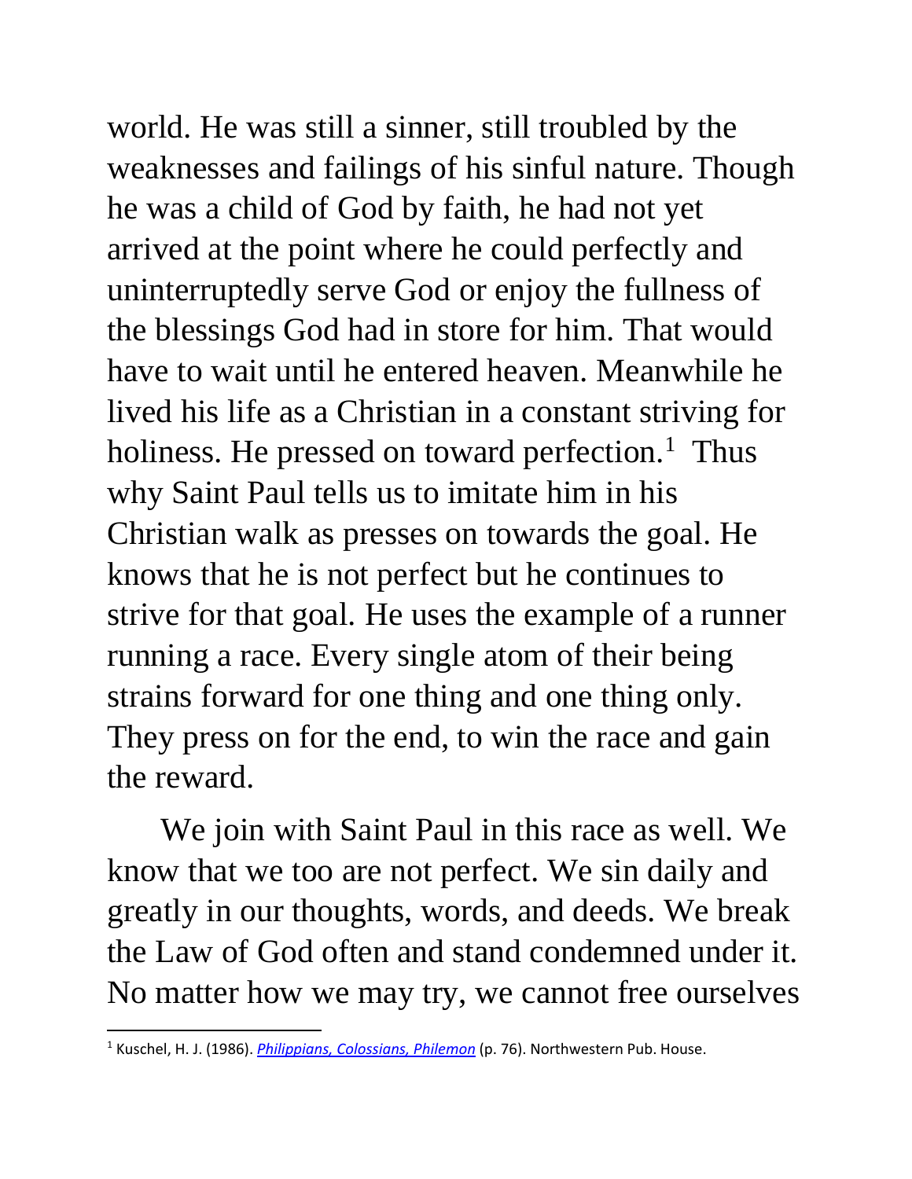world. He was still a sinner, still troubled by the weaknesses and failings of his sinful nature. Though he was a child of God by faith, he had not yet arrived at the point where he could perfectly and uninterruptedly serve God or enjoy the fullness of the blessings God had in store for him. That would have to wait until he entered heaven. Meanwhile he lived his life as a Christian in a constant striving for holiness. He pressed on toward perfection.[1] Thus why Saint Paul tells us to imitate him in his Christian walk as presses on towards the goal. He knows that he is not perfect but he continues to strive for that goal. He uses the example of a runner running a race. Every single atom of their being strains forward for one thing and one thing only. They press on for the end, to win the race and gain the reward.

We join with Saint Paul in this race as well. We know that we too are not perfect. We sin daily and greatly in our thoughts, words, and deeds. We break the Law of God often and stand condemned under it. No matter how we may try, we cannot free ourselves

---

[1] Kuschel, H. J. (1986). *Philippians, Colossians, Philemon* (p. 76). Northwestern Pub. House.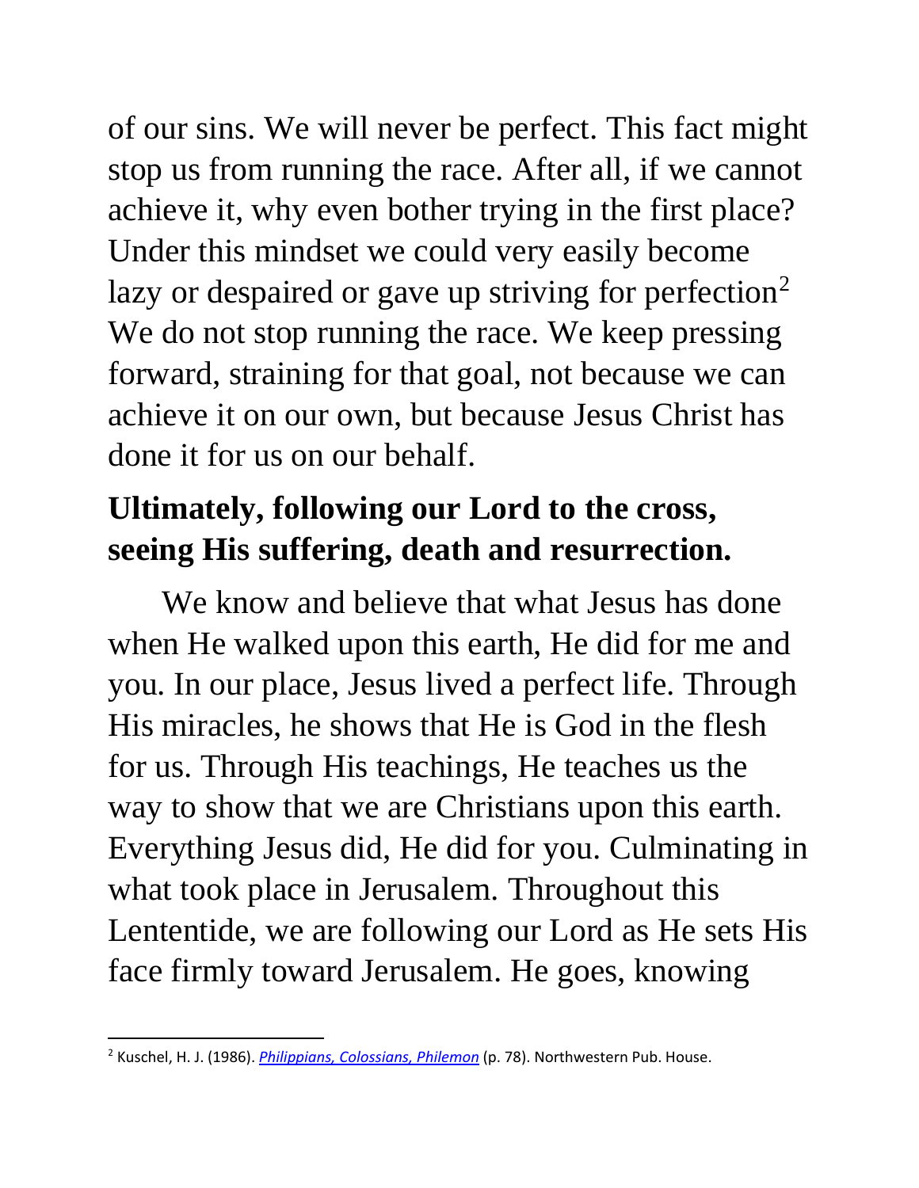of our sins. We will never be perfect. This fact might stop us from running the race. After all, if we cannot achieve it, why even bother trying in the first place? Under this mindset we could very easily become lazy or despaired or gave up striving for perfection[2] We do not stop running the race. We keep pressing forward, straining for that goal, not because we can achieve it on our own, but because Jesus Christ has done it for us on our behalf.

**Ultimately, following our Lord to the cross, seeing His suffering, death and resurrection.**

We know and believe that what Jesus has done when He walked upon this earth, He did for me and you. In our place, Jesus lived a perfect life. Through His miracles, he shows that He is God in the flesh for us. Through His teachings, He teaches us the way to show that we are Christians upon this earth. Everything Jesus did, He did for you. Culminating in what took place in Jerusalem. Throughout this Lententide, we are following our Lord as He sets His face firmly toward Jerusalem. He goes, knowing

---

[2] Kuschel, H. J. (1986). *Philippians, Colossians, Philemon* (p. 78). Northwestern Pub. House.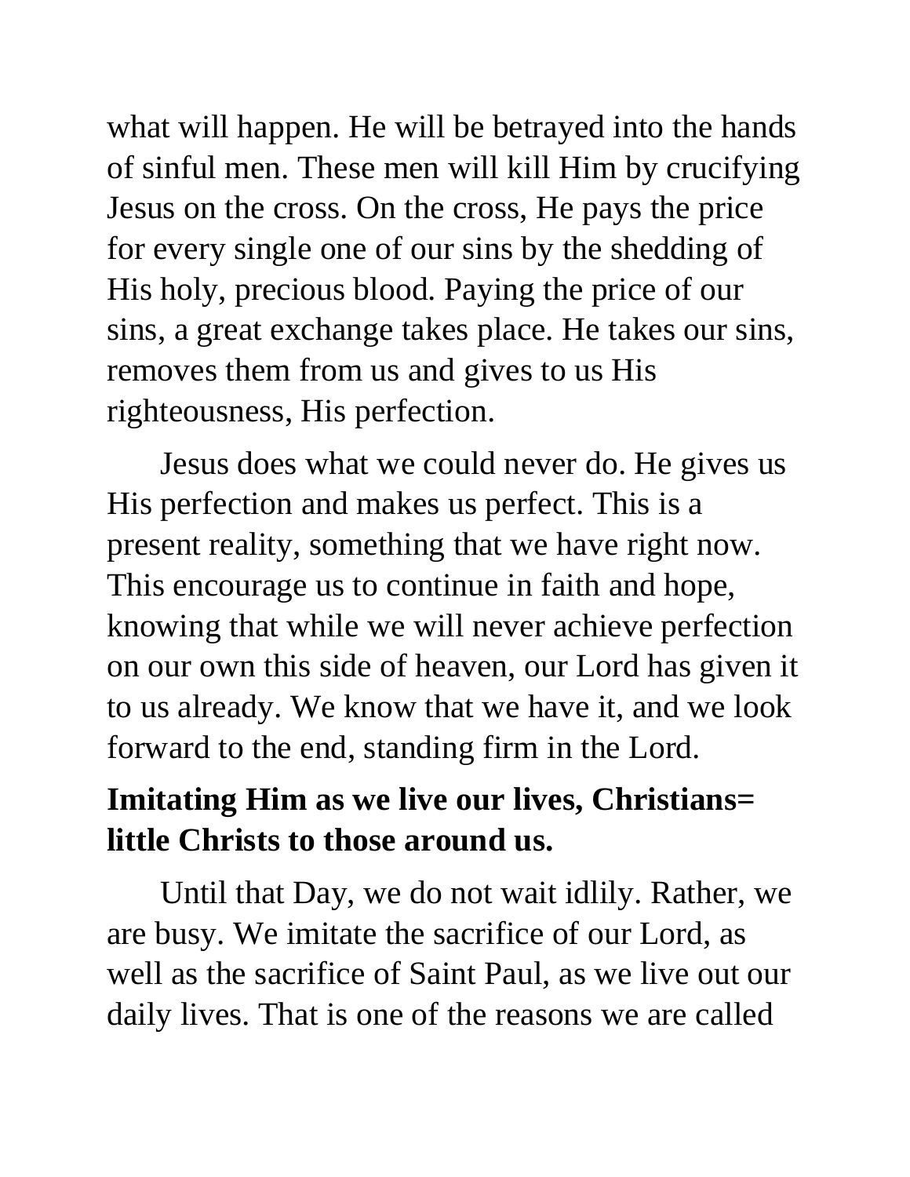what will happen. He will be betrayed into the hands of sinful men. These men will kill Him by crucifying Jesus on the cross. On the cross, He pays the price for every single one of our sins by the shedding of His holy, precious blood. Paying the price of our sins, a great exchange takes place. He takes our sins, removes them from us and gives to us His righteousness, His perfection.

Jesus does what we could never do. He gives us His perfection and makes us perfect. This is a present reality, something that we have right now. This encourage us to continue in faith and hope, knowing that while we will never achieve perfection on our own this side of heaven, our Lord has given it to us already. We know that we have it, and we look forward to the end, standing firm in the Lord.

**Imitating Him as we live our lives, Christians= little Christs to those around us.**

Until that Day, we do not wait idlily. Rather, we are busy. We imitate the sacrifice of our Lord, as well as the sacrifice of Saint Paul, as we live out our daily lives. That is one of the reasons we are called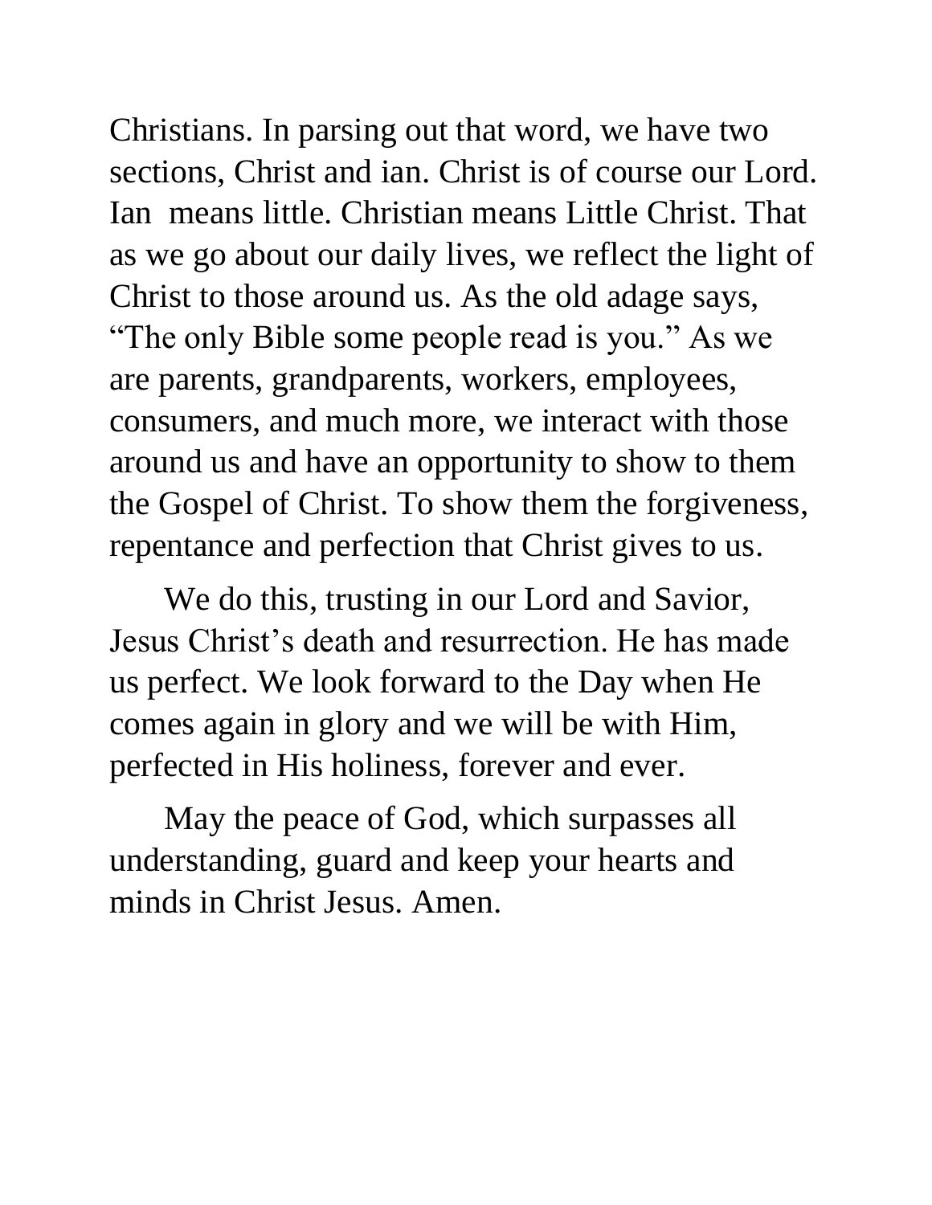Christians. In parsing out that word, we have two sections, Christ and ian. Christ is of course our Lord. Ian means little. Christian means Little Christ. That as we go about our daily lives, we reflect the light of Christ to those around us. As the old adage says, "The only Bible some people read is you." As we are parents, grandparents, workers, employees, consumers, and much more, we interact with those around us and have an opportunity to show to them the Gospel of Christ. To show them the forgiveness, repentance and perfection that Christ gives to us.

We do this, trusting in our Lord and Savior, Jesus Christ's death and resurrection. He has made us perfect. We look forward to the Day when He comes again in glory and we will be with Him, perfected in His holiness, forever and ever.

May the peace of God, which surpasses all understanding, guard and keep your hearts and minds in Christ Jesus. Amen.